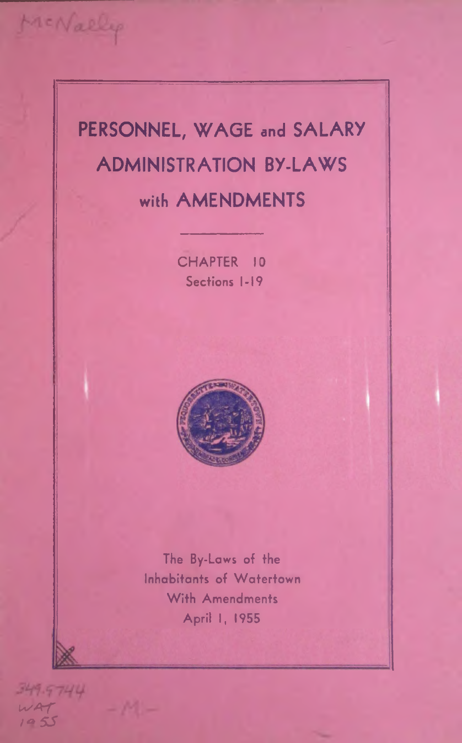McNally

# PERSONNEL, WAGE and SALARY ADMINISTRATION BY-LAWS with AMENDMENTS

CHAPTER 10
Sections 1-19

The By-Laws of the
Inhabitants of Watertown
With Amendments
April 1, 1955

349.9744
WAT
1955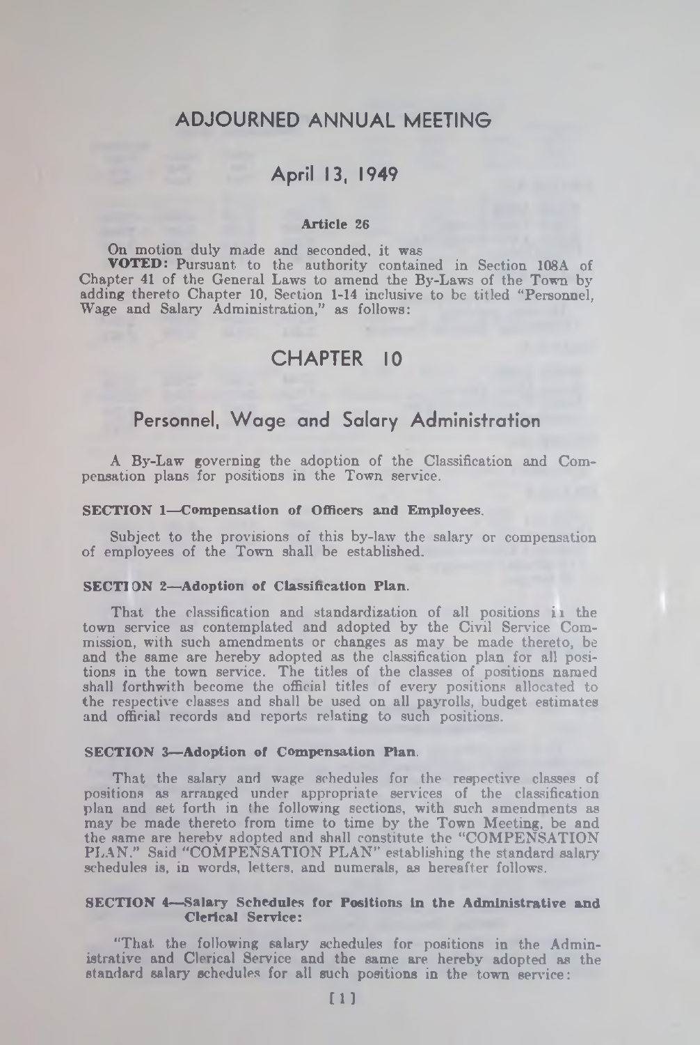## ADJOURNED ANNUAL MEETING

### April 13, 1949

#### Article 26

On motion duly made and seconded, it was

**VOTED:** Pursuant to the authority contained in Section 108A of Chapter 41 of the General Laws to amend the By-Laws of the Town by adding thereto Chapter 10, Section 1-14 inclusive to be titled "Personnel, Wage and Salary Administration," as follows:

## CHAPTER 10

## Personnel, Wage and Salary Administration

A By-Law governing the adoption of the Classification and Compensation plans for positions in the Town service.

**SECTION 1—Compensation of Officers and Employees.**

Subject to the provisions of this by-law the salary or compensation of employees of the Town shall be established.

**SECTION 2—Adoption of Classification Plan.**

That the classification and standardization of all positions in the town service as contemplated and adopted by the Civil Service Commission, with such amendments or changes as may be made thereto, be and the same are hereby adopted as the classification plan for all positions in the town service. The titles of the classes of positions named shall forthwith become the official titles of every positions allocated to the respective classes and shall be used on all payrolls, budget estimates and official records and reports relating to such positions.

**SECTION 3—Adoption of Compensation Plan.**

That the salary and wage schedules for the respective classes of positions as arranged under appropriate services of the classification plan and set forth in the following sections, with such amendments as may be made thereto from time to time by the Town Meeting, be and the same are hereby adopted and shall constitute the "COMPENSATION PLAN." Said "COMPENSATION PLAN" establishing the standard salary schedules is, in words, letters, and numerals, as hereafter follows.

**SECTION 4—Salary Schedules for Positions in the Administrative and Clerical Service:**

"That the following salary schedules for positions in the Administrative and Clerical Service and the same are hereby adopted as the standard salary schedules for all such positions in the town service: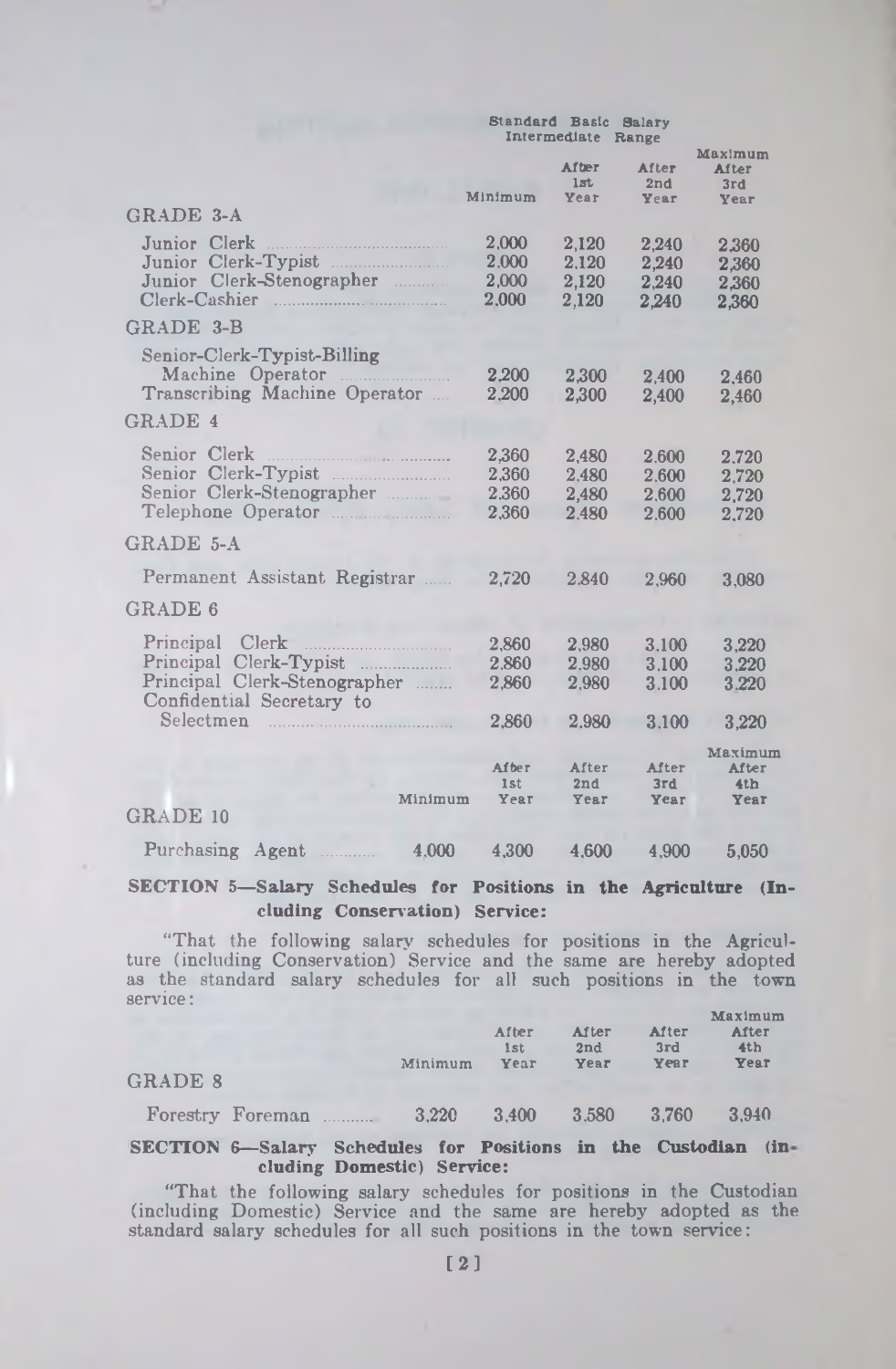| | Minimum | After 1st Year | After 2nd Year | Maximum After 3rd Year |
|---|---|---|---|---|
| | Standard Basic Salary | Intermediate Range | | |
| **GRADE 3-A** | | | | |
| Junior Clerk | 2,000 | 2,120 | 2,240 | 2,360 |
| Junior Clerk-Typist | 2,000 | 2,120 | 2,240 | 2,360 |
| Junior Clerk-Stenographer | 2,000 | 2,120 | 2,240 | 2,360 |
| Clerk-Cashier | 2,000 | 2,120 | 2,240 | 2,360 |
| **GRADE 3-B** | | | | |
| Senior-Clerk-Typist-Billing Machine Operator | 2,200 | 2,300 | 2,400 | 2,460 |
| Transcribing Machine Operator | 2,200 | 2,300 | 2,400 | 2,460 |
| **GRADE 4** | | | | |
| Senior Clerk | 2,360 | 2,480 | 2,600 | 2,720 |
| Senior Clerk-Typist | 2,360 | 2,480 | 2,600 | 2,720 |
| Senior Clerk-Stenographer | 2,360 | 2,480 | 2,600 | 2,720 |
| Telephone Operator | 2,360 | 2,480 | 2,600 | 2,720 |
| **GRADE 5-A** | | | | |
| Permanent Assistant Registrar | 2,720 | 2,840 | 2,960 | 3,080 |
| **GRADE 6** | | | | |
| Principal Clerk | 2,860 | 2,980 | 3,100 | 3,220 |
| Principal Clerk-Typist | 2,860 | 2,980 | 3,100 | 3,220 |
| Principal Clerk-Stenographer | 2,860 | 2,980 | 3,100 | 3,220 |
| Confidential Secretary to Selectmen | 2,860 | 2,980 | 3,100 | 3,220 |

| | Minimum | After 1st Year | After 2nd Year | After 3rd Year | Maximum After 4th Year |
|---|---|---|---|---|---|
| **GRADE 10** | | | | | |
| Purchasing Agent | 4,000 | 4,300 | 4,600 | 4,900 | 5,050 |

**SECTION 5—Salary Schedules for Positions in the Agriculture (Including Conservation) Service:**

"That the following salary schedules for positions in the Agriculture (including Conservation) Service and the same are hereby adopted as the standard salary schedules for all such positions in the town service:

| | Minimum | After 1st Year | After 2nd Year | After 3rd Year | Maximum After 4th Year |
|---|---|---|---|---|---|
| **GRADE 8** | | | | | |
| Forestry Foreman | 3,220 | 3,400 | 3,580 | 3,760 | 3,940 |

**SECTION 6—Salary Schedules for Positions in the Custodian (including Domestic) Service:**

"That the following salary schedules for positions in the Custodian (including Domestic) Service and the same are hereby adopted as the standard salary schedules for all such positions in the town service: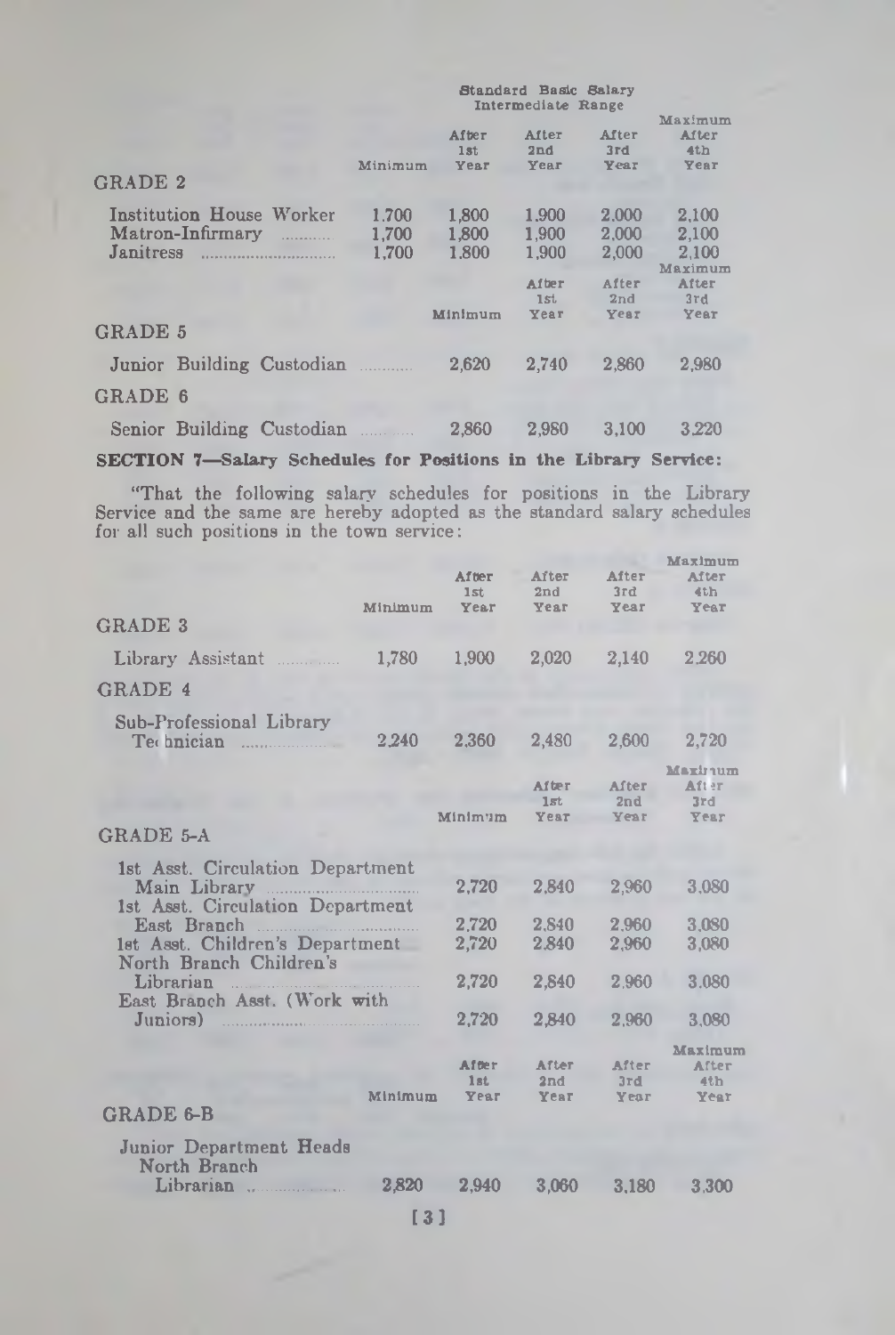**Standard Basic Salary Intermediate Range**

| GRADE 2 | Minimum | After 1st Year | After 2nd Year | After 3rd Year | Maximum After 4th Year |
|---|---|---|---|---|---|
| Institution House Worker | 1,700 | 1,800 | 1,900 | 2,000 | 2,100 |
| Matron-Infirmary | 1,700 | 1,800 | 1,900 | 2,000 | 2,100 |
| Janitress | 1,700 | 1,800 | 1,900 | 2,000 | 2,100 |

| GRADE 5 | Minimum | After 1st Year | After 2nd Year | Maximum After 3rd Year |
|---|---|---|---|---|
| Junior Building Custodian | 2,620 | 2,740 | 2,860 | 2,980 |
| **GRADE 6** | | | | |
| Senior Building Custodian | 2,860 | 2,980 | 3,100 | 3,220 |

**SECTION 7—Salary Schedules for Positions in the Library Service:**

"That the following salary schedules for positions in the Library Service and the same are hereby adopted as the standard salary schedules for all such positions in the town service:

| GRADE 3 | Minimum | After 1st Year | After 2nd Year | After 3rd Year | Maximum After 4th Year |
|---|---|---|---|---|---|
| Library Assistant | 1,780 | 1,900 | 2,020 | 2,140 | 2,260 |
| **GRADE 4** | | | | | |
| Sub-Professional Library Technician | 2,240 | 2,360 | 2,480 | 2,600 | 2,720 |

| GRADE 5-A | Minimum | After 1st Year | After 2nd Year | Maximum After 3rd Year |
|---|---|---|---|---|
| 1st Asst. Circulation Department Main Library | 2,720 | 2,840 | 2,960 | 3,080 |
| 1st Asst. Circulation Department East Branch | 2,720 | 2,840 | 2,960 | 3,080 |
| 1st Asst. Children's Department | 2,720 | 2,840 | 2,960 | 3,080 |
| North Branch Children's Librarian | 2,720 | 2,840 | 2,960 | 3,080 |
| East Branch Asst. (Work with Juniors) | 2,720 | 2,840 | 2,960 | 3,080 |

| GRADE 6-B | Minimum | After 1st Year | After 2nd Year | After 3rd Year | Maximum After 4th Year |
|---|---|---|---|---|---|
| Junior Department Heads North Branch Librarian | 2,820 | 2,940 | 3,060 | 3,180 | 3,300 |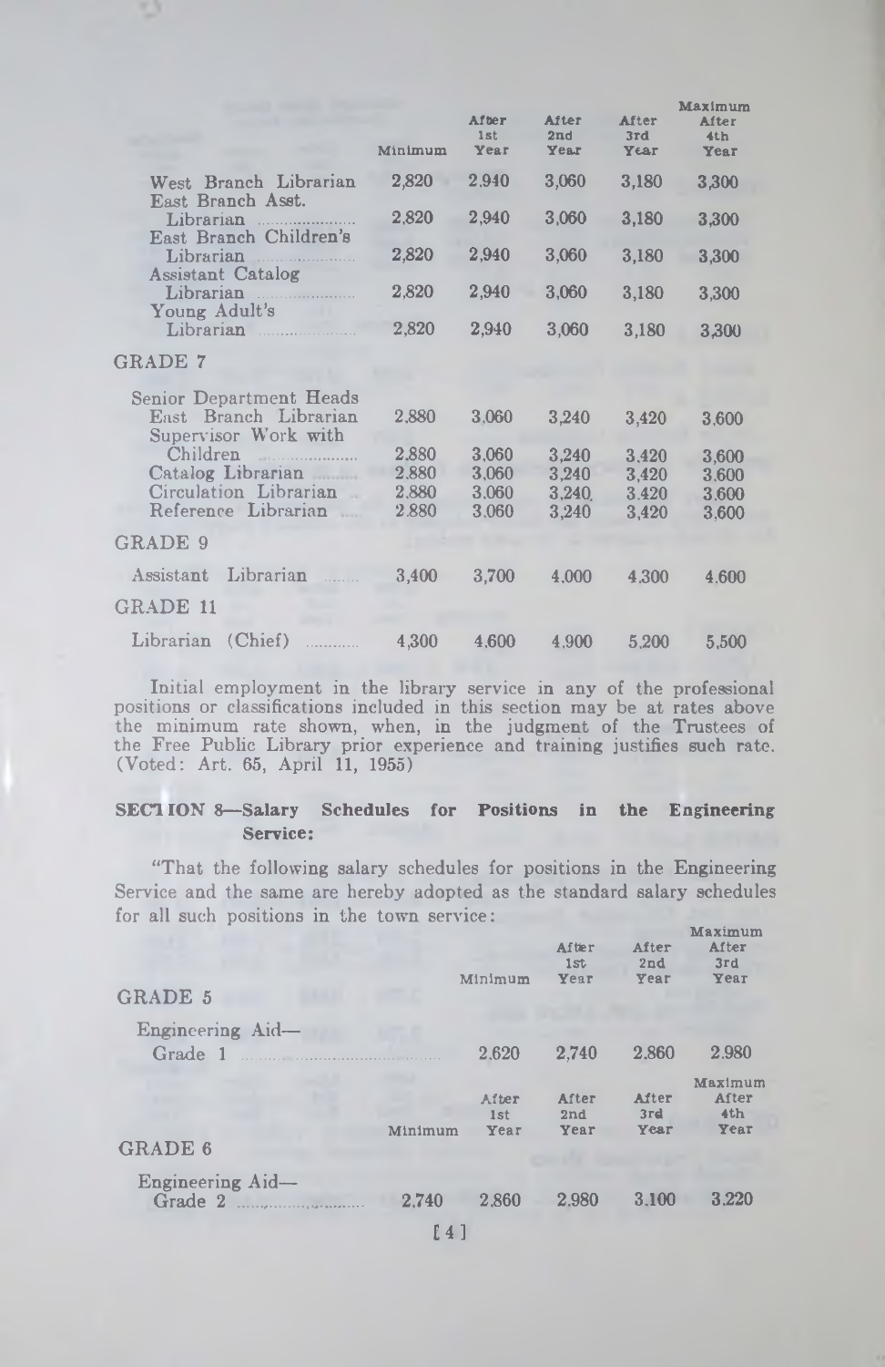| | Minimum | After 1st Year | After 2nd Year | After 3rd Year | Maximum After 4th Year |
|---|---|---|---|---|---|
| West Branch Librarian | 2,820 | 2,940 | 3,060 | 3,180 | 3,300 |
| East Branch Asst. Librarian | 2,820 | 2,940 | 3,060 | 3,180 | 3,300 |
| East Branch Children's Librarian | 2,820 | 2,940 | 3,060 | 3,180 | 3,300 |
| Assistant Catalog Librarian | 2,820 | 2,940 | 3,060 | 3,180 | 3,300 |
| Young Adult's Librarian | 2,820 | 2,940 | 3,060 | 3,180 | 3,300 |
| **GRADE 7** | | | | | |
| Senior Department Heads | | | | | |
| East Branch Librarian | 2,880 | 3,060 | 3,240 | 3,420 | 3,600 |
| Supervisor Work with Children | 2,880 | 3,060 | 3,240 | 3,420 | 3,600 |
| Catalog Librarian | 2,880 | 3,060 | 3,240 | 3,420 | 3,600 |
| Circulation Librarian | 2,880 | 3,060 | 3,240 | 3,420 | 3,600 |
| Reference Librarian | 2,880 | 3,060 | 3,240 | 3,420 | 3,600 |
| **GRADE 9** | | | | | |
| Assistant Librarian | 3,400 | 3,700 | 4,000 | 4,300 | 4,600 |
| **GRADE 11** | | | | | |
| Librarian (Chief) | 4,300 | 4,600 | 4,900 | 5,200 | 5,500 |

Initial employment in the library service in any of the professional positions or classifications included in this section may be at rates above the minimum rate shown, when, in the judgment of the Trustees of the Free Public Library prior experience and training justifies such rate. (Voted: Art. 65, April 11, 1955)

**SECTION 8—Salary Schedules for Positions in the Engineering Service:**

"That the following salary schedules for positions in the Engineering Service and the same are hereby adopted as the standard salary schedules for all such positions in the town service:

| GRADE 5 | Minimum | After 1st Year | After 2nd Year | Maximum After 3rd Year |
|---|---|---|---|---|
| Engineering Aid—Grade 1 | 2,620 | 2,740 | 2,860 | 2,980 |

| GRADE 6 | Minimum | After 1st Year | After 2nd Year | After 3rd Year | Maximum After 4th Year |
|---|---|---|---|---|---|
| Engineering Aid—Grade 2 | 2,740 | 2,860 | 2,980 | 3,100 | 3,220 |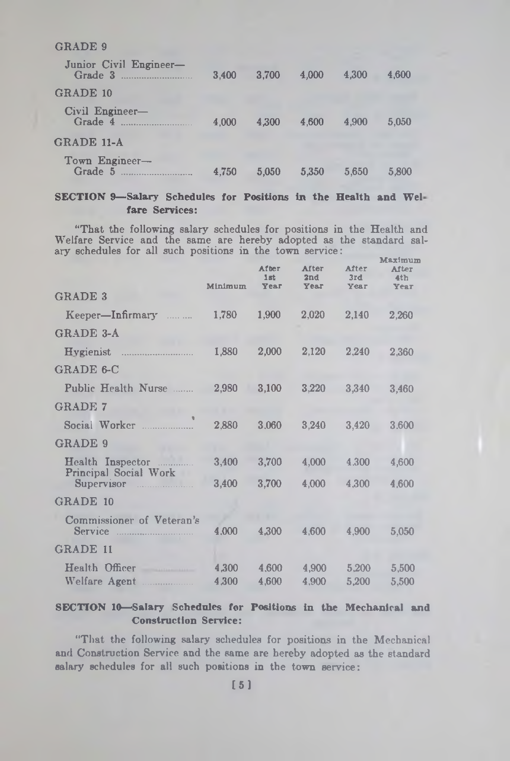| | | | | | |
|---|---|---|---|---|---|
| **GRADE 9** | | | | | |
| Junior Civil Engineer—Grade 3 | 3,400 | 3,700 | 4,000 | 4,300 | 4,600 |
| **GRADE 10** | | | | | |
| Civil Engineer—Grade 4 | 4,000 | 4,300 | 4,600 | 4,900 | 5,050 |
| **GRADE 11-A** | | | | | |
| Town Engineer—Grade 5 | 4,750 | 5,050 | 5,350 | 5,650 | 5,800 |

**SECTION 9—Salary Schedules for Positions in the Health and Welfare Services:**

"That the following salary schedules for positions in the Health and Welfare Service and the same are hereby adopted as the standard salary schedules for all such positions in the town service:

| | Minimum | After 1st Year | After 2nd Year | After 3rd Year | Maximum After 4th Year |
|---|---|---|---|---|---|
| **GRADE 3** | | | | | |
| Keeper—Infirmary | 1,780 | 1,900 | 2,020 | 2,140 | 2,260 |
| **GRADE 3-A** | | | | | |
| Hygienist | 1,880 | 2,000 | 2,120 | 2,240 | 2,360 |
| **GRADE 6-C** | | | | | |
| Public Health Nurse | 2,980 | 3,100 | 3,220 | 3,340 | 3,460 |
| **GRADE 7** | | | | | |
| Social Worker | 2,880 | 3,060 | 3,240 | 3,420 | 3,600 |
| **GRADE 9** | | | | | |
| Health Inspector | 3,400 | 3,700 | 4,000 | 4,300 | 4,600 |
| Principal Social Work Supervisor | 3,400 | 3,700 | 4,000 | 4,300 | 4,600 |
| **GRADE 10** | | | | | |
| Commissioner of Veteran's Service | 4,000 | 4,300 | 4,600 | 4,900 | 5,050 |
| **GRADE 11** | | | | | |
| Health Officer | 4,300 | 4,600 | 4,900 | 5,200 | 5,500 |
| Welfare Agent | 4,300 | 4,600 | 4,900 | 5,200 | 5,500 |

**SECTION 10—Salary Schedules for Positions in the Mechanical and Construction Service:**

"That the following salary schedules for positions in the Mechanical and Construction Service and the same are hereby adopted as the standard salary schedules for all such positions in the town service: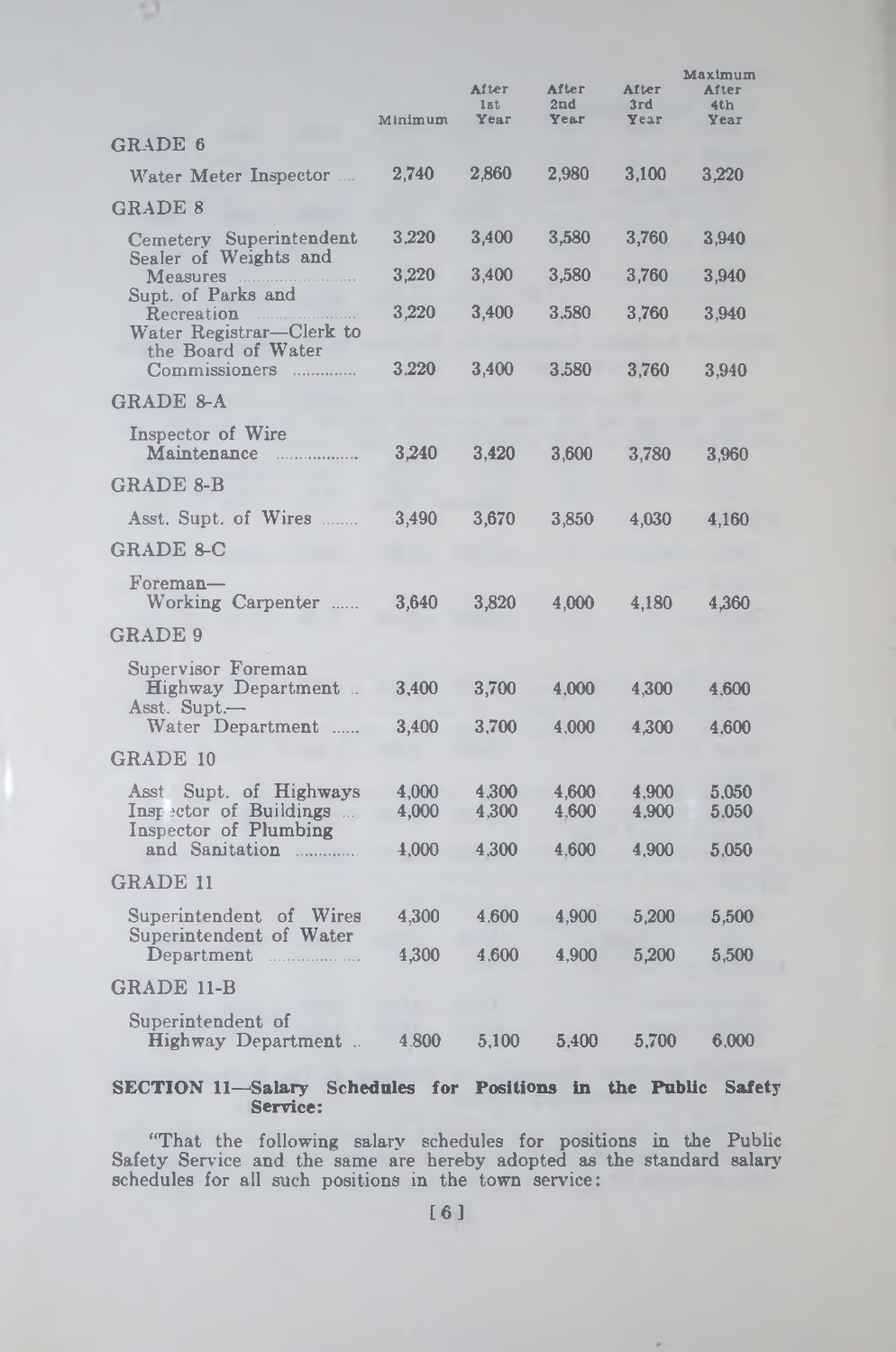| | Minimum | After 1st Year | After 2nd Year | After 3rd Year | Maximum After 4th Year |
|---|---|---|---|---|---|
| **GRADE 6** | | | | | |
| Water Meter Inspector | 2,740 | 2,860 | 2,980 | 3,100 | 3,220 |
| **GRADE 8** | | | | | |
| Cemetery Superintendent | 3,220 | 3,400 | 3,580 | 3,760 | 3,940 |
| Sealer of Weights and Measures | 3,220 | 3,400 | 3,580 | 3,760 | 3,940 |
| Supt. of Parks and Recreation | 3,220 | 3,400 | 3.580 | 3,760 | 3,940 |
| Water Registrar—Clerk to the Board of Water Commissioners | 3.220 | 3,400 | 3.580 | 3,760 | 3,940 |
| **GRADE 8-A** | | | | | |
| Inspector of Wire Maintenance | 3,240 | 3,420 | 3,600 | 3,780 | 3,960 |
| **GRADE 8-B** | | | | | |
| Asst. Supt. of Wires | 3,490 | 3,670 | 3,850 | 4,030 | 4,160 |
| **GRADE 8-C** | | | | | |
| Foreman—Working Carpenter | 3,640 | 3,820 | 4,000 | 4,180 | 4,360 |
| **GRADE 9** | | | | | |
| Supervisor Foreman Highway Department | 3,400 | 3,700 | 4,000 | 4,300 | 4,600 |
| Asst. Supt.—Water Department | 3,400 | 3.700 | 4,000 | 4,300 | 4,600 |
| **GRADE 10** | | | | | |
| Asst. Supt. of Highways | 4,000 | 4.300 | 4,600 | 4,900 | 5,050 |
| Inspector of Buildings | 4,000 | 4,300 | 4,600 | 4,900 | 5,050 |
| Inspector of Plumbing and Sanitation | 4,000 | 4,300 | 4,600 | 4,900 | 5,050 |
| **GRADE 11** | | | | | |
| Superintendent of Wires | 4,300 | 4.600 | 4,900 | 5,200 | 5,500 |
| Superintendent of Water Department | 4,300 | 4.600 | 4,900 | 5,200 | 5,500 |
| **GRADE 11-B** | | | | | |
| Superintendent of Highway Department | 4.800 | 5,100 | 5,400 | 5,700 | 6,000 |

**SECTION 11—Salary Schedules for Positions in the Public Safety Service:**

"That the following salary schedules for positions in the Public Safety Service and the same are hereby adopted as the standard salary schedules for all such positions in the town service: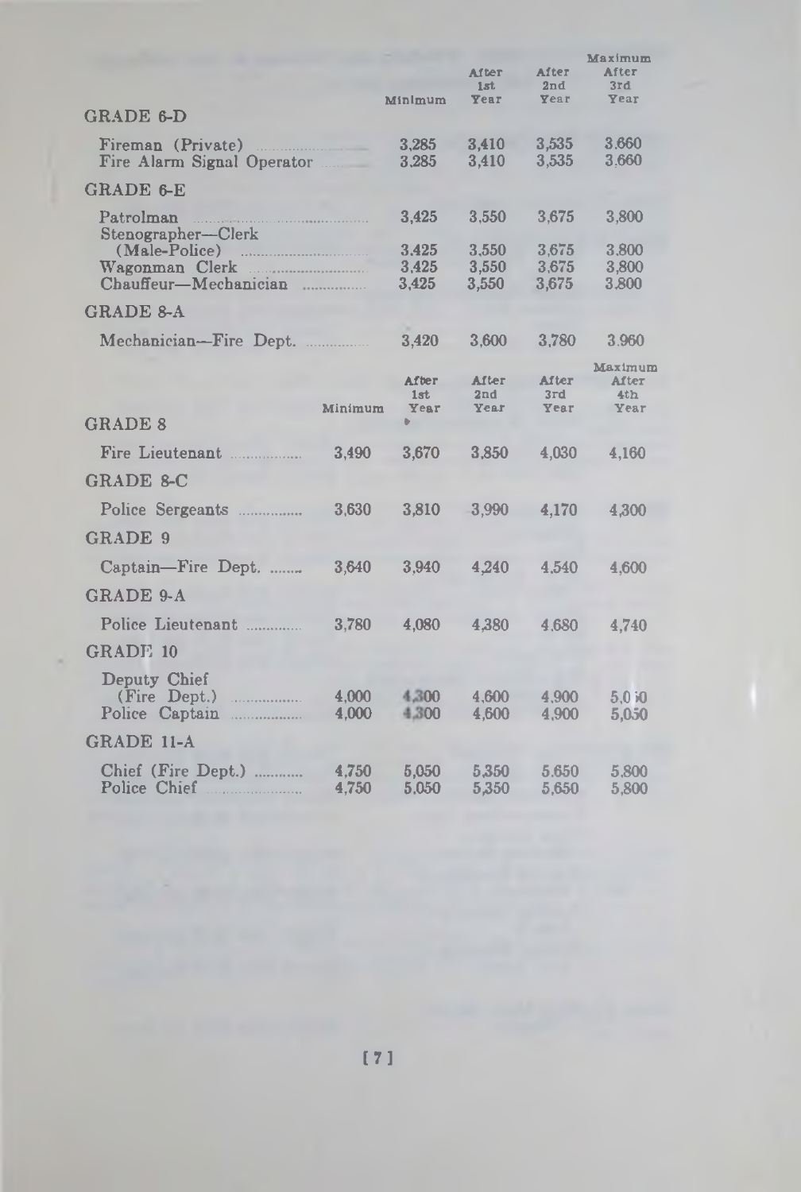| | Minimum | After 1st Year | After 2nd Year | Maximum After 3rd Year |
|---|---|---|---|---|
| **GRADE 6-D** | | | | |
| Fireman (Private) | 3,285 | 3,410 | 3,535 | 3,660 |
| Fire Alarm Signal Operator | 3,285 | 3,410 | 3,535 | 3,660 |
| **GRADE 6-E** | | | | |
| Patrolman | 3,425 | 3,550 | 3,675 | 3,800 |
| Stenographer—Clerk (Male-Police) | 3,425 | 3,550 | 3,675 | 3,800 |
| Wagonman Clerk | 3,425 | 3,550 | 3,675 | 3,800 |
| Chauffeur—Mechanician | 3,425 | 3,550 | 3,675 | 3,800 |
| **GRADE 8-A** | | | | |
| Mechanician—Fire Dept. | 3,420 | 3,600 | 3,780 | 3,960 |

| | Minimum | After 1st Year | After 2nd Year | After 3rd Year | Maximum After 4th Year |
|---|---|---|---|---|---|
| **GRADE 8** | | | | | |
| Fire Lieutenant | 3,490 | 3,670 | 3,850 | 4,030 | 4,160 |
| **GRADE 8-C** | | | | | |
| Police Sergeants | 3,630 | 3,810 | 3,990 | 4,170 | 4,300 |
| **GRADE 9** | | | | | |
| Captain—Fire Dept. | 3,640 | 3,940 | 4,240 | 4,540 | 4,600 |
| **GRADE 9-A** | | | | | |
| Police Lieutenant | 3,780 | 4,080 | 4,380 | 4,680 | 4,740 |
| **GRADE 10** | | | | | |
| Deputy Chief (Fire Dept.) | 4,000 | 4,300 | 4,600 | 4,900 | 5,050 |
| Police Captain | 4,000 | 4,300 | 4,600 | 4,900 | 5,050 |
| **GRADE 11-A** | | | | | |
| Chief (Fire Dept.) | 4,750 | 5,050 | 5,350 | 5,650 | 5,800 |
| Police Chief | 4,750 | 5,050 | 5,350 | 5,650 | 5,800 |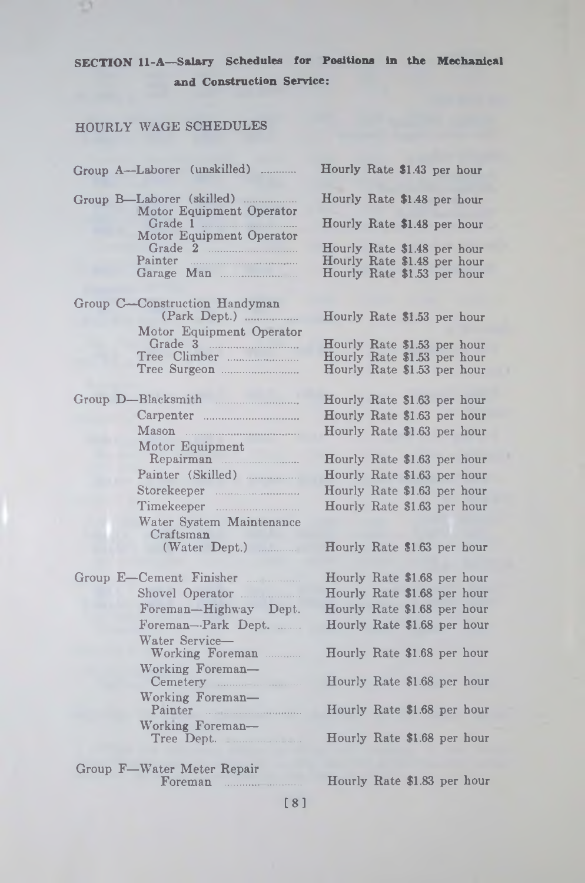## SECTION 11-A—Salary Schedules for Positions in the Mechanical and Construction Service:

### HOURLY WAGE SCHEDULES

| | | |
|---|---|---|
| Group A | Laborer (unskilled) | Hourly Rate $1.43 per hour |
| Group B | Laborer (skilled) | Hourly Rate $1.48 per hour |
| | Motor Equipment Operator Grade 1 | Hourly Rate $1.48 per hour |
| | Motor Equipment Operator Grade 2 | Hourly Rate $1.48 per hour |
| | Painter | Hourly Rate $1.48 per hour |
| | Garage Man | Hourly Rate $1.53 per hour |
| Group C | Construction Handyman (Park Dept.) | Hourly Rate $1.53 per hour |
| | Motor Equipment Operator Grade 3 | Hourly Rate $1.53 per hour |
| | Tree Climber | Hourly Rate $1.53 per hour |
| | Tree Surgeon | Hourly Rate $1.53 per hour |
| Group D | Blacksmith | Hourly Rate $1.63 per hour |
| | Carpenter | Hourly Rate $1.63 per hour |
| | Mason | Hourly Rate $1.63 per hour |
| | Motor Equipment Repairman | Hourly Rate $1.63 per hour |
| | Painter (Skilled) | Hourly Rate $1.63 per hour |
| | Storekeeper | Hourly Rate $1.63 per hour |
| | Timekeeper | Hourly Rate $1.63 per hour |
| | Water System Maintenance Craftsman (Water Dept.) | Hourly Rate $1.63 per hour |
| Group E | Cement Finisher | Hourly Rate $1.68 per hour |
| | Shovel Operator | Hourly Rate $1.68 per hour |
| | Foreman—Highway Dept. | Hourly Rate $1.68 per hour |
| | Foreman—Park Dept. | Hourly Rate $1.68 per hour |
| | Water Service—Working Foreman | Hourly Rate $1.68 per hour |
| | Working Foreman—Cemetery | Hourly Rate $1.68 per hour |
| | Working Foreman—Painter | Hourly Rate $1.68 per hour |
| | Working Foreman—Tree Dept. | Hourly Rate $1.68 per hour |
| Group F | Water Meter Repair Foreman | Hourly Rate $1.83 per hour |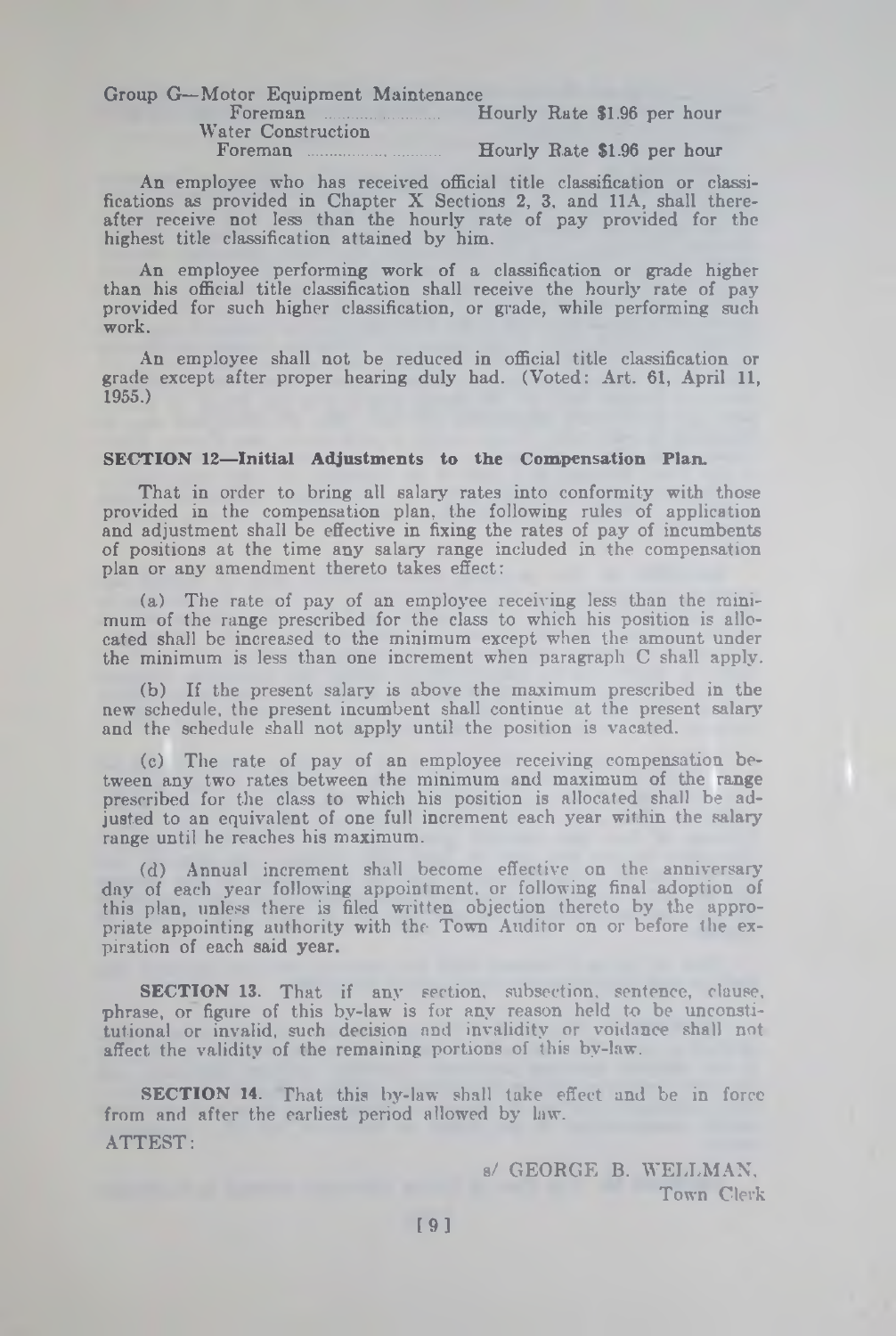Group G—Motor Equipment Maintenance

| | |
|---|---|
| Foreman | Hourly Rate $1.96 per hour |
| Water Construction | |
| Foreman | Hourly Rate $1.96 per hour |

An employee who has received official title classification or classifications as provided in Chapter X Sections 2, 3, and 11A, shall thereafter receive not less than the hourly rate of pay provided for the highest title classification attained by him.

An employee performing work of a classification or grade higher than his official title classification shall receive the hourly rate of pay provided for such higher classification, or grade, while performing such work.

An employee shall not be reduced in official title classification or grade except after proper hearing duly had. (Voted: Art. 61, April 11, 1955.)

**SECTION 12—Initial Adjustments to the Compensation Plan.**

That in order to bring all salary rates into conformity with those provided in the compensation plan, the following rules of application and adjustment shall be effective in fixing the rates of pay of incumbents of positions at the time any salary range included in the compensation plan or any amendment thereto takes effect:

(a) The rate of pay of an employee receiving less than the minimum of the range prescribed for the class to which his position is allocated shall be increased to the minimum except when the amount under the minimum is less than one increment when paragraph C shall apply.

(b) If the present salary is above the maximum prescribed in the new schedule, the present incumbent shall continue at the present salary and the schedule shall not apply until the position is vacated.

(c) The rate of pay of an employee receiving compensation between any two rates between the minimum and maximum of the range prescribed for the class to which his position is allocated shall be adjusted to an equivalent of one full increment each year within the salary range until he reaches his maximum.

(d) Annual increment shall become effective on the anniversary day of each year following appointment, or following final adoption of this plan, unless there is filed written objection thereto by the appropriate appointing authority with the Town Auditor on or before the expiration of each said year.

**SECTION 13.** That if any section, subsection, sentence, clause, phrase, or figure of this by-law is for any reason held to be unconstitutional or invalid, such decision and invalidity or voidance shall not affect the validity of the remaining portions of this by-law.

**SECTION 14.** That this by-law shall take effect and be in force from and after the earliest period allowed by law.

ATTEST:

s/ GEORGE B. WELLMAN,
Town Clerk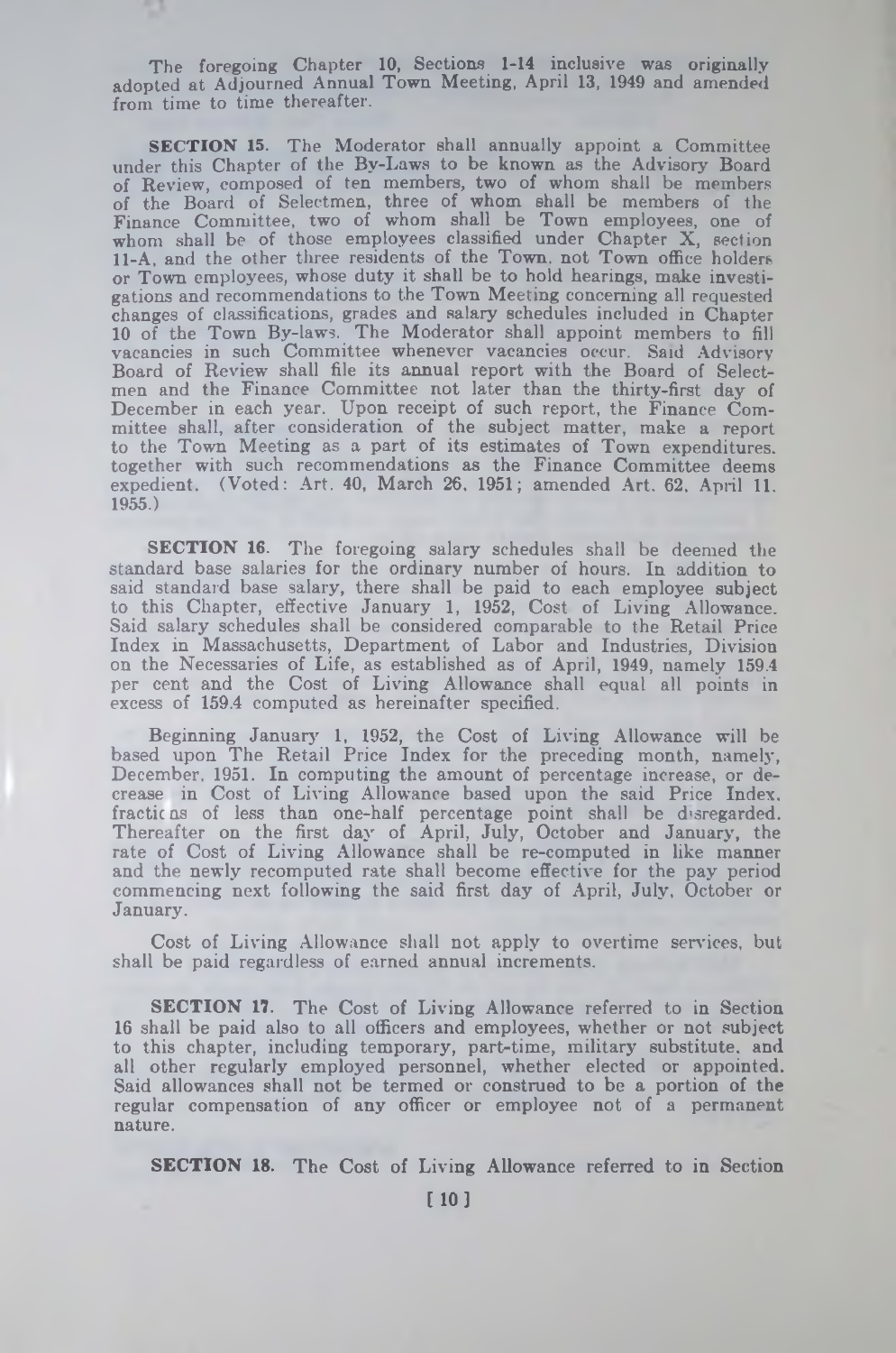The foregoing Chapter 10, Sections 1-14 inclusive was originally adopted at Adjourned Annual Town Meeting, April 13, 1949 and amended from time to time thereafter.

**SECTION 15.** The Moderator shall annually appoint a Committee under this Chapter of the By-Laws to be known as the Advisory Board of Review, composed of ten members, two of whom shall be members of the Board of Selectmen, three of whom shall be members of the Finance Committee, two of whom shall be Town employees, one of whom shall be of those employees classified under Chapter X, section 11-A, and the other three residents of the Town, not Town office holders or Town employees, whose duty it shall be to hold hearings, make investigations and recommendations to the Town Meeting concerning all requested changes of classifications, grades and salary schedules included in Chapter 10 of the Town By-laws. The Moderator shall appoint members to fill vacancies in such Committee whenever vacancies occur. Said Advisory Board of Review shall file its annual report with the Board of Selectmen and the Finance Committee not later than the thirty-first day of December in each year. Upon receipt of such report, the Finance Committee shall, after consideration of the subject matter, make a report to the Town Meeting as a part of its estimates of Town expenditures, together with such recommendations as the Finance Committee deems expedient. (Voted: Art. 40, March 26, 1951; amended Art. 62, April 11, 1955.)

**SECTION 16.** The foregoing salary schedules shall be deemed the standard base salaries for the ordinary number of hours. In addition to said standard base salary, there shall be paid to each employee subject to this Chapter, effective January 1, 1952, Cost of Living Allowance. Said salary schedules shall be considered comparable to the Retail Price Index in Massachusetts, Department of Labor and Industries, Division on the Necessaries of Life, as established as of April, 1949, namely 159.4 per cent and the Cost of Living Allowance shall equal all points in excess of 159.4 computed as hereinafter specified.

Beginning January 1, 1952, the Cost of Living Allowance will be based upon The Retail Price Index for the preceding month, namely, December, 1951. In computing the amount of percentage increase, or decrease in Cost of Living Allowance based upon the said Price Index, fractions of less than one-half percentage point shall be disregarded. Thereafter on the first day of April, July, October and January, the rate of Cost of Living Allowance shall be re-computed in like manner and the newly recomputed rate shall become effective for the pay period commencing next following the said first day of April, July, October or January.

Cost of Living Allowance shall not apply to overtime services, but shall be paid regardless of earned annual increments.

**SECTION 17.** The Cost of Living Allowance referred to in Section 16 shall be paid also to all officers and employees, whether or not subject to this chapter, including temporary, part-time, military substitute, and all other regularly employed personnel, whether elected or appointed. Said allowances shall not be termed or construed to be a portion of the regular compensation of any officer or employee not of a permanent nature.

**SECTION 18.** The Cost of Living Allowance referred to in Section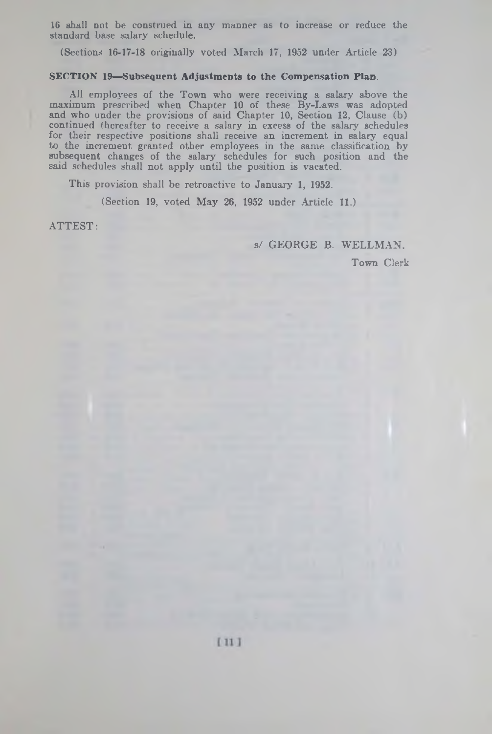16 shall not be construed in any manner as to increase or reduce the standard base salary schedule.

(Sections 16-17-18 originally voted March 17, 1952 under Article 23)

**SECTION 19—Subsequent Adjustments to the Compensation Plan.**

All employees of the Town who were receiving a salary above the maximum prescribed when Chapter 10 of these By-Laws was adopted and who under the provisions of said Chapter 10, Section 12, Clause (b) continued thereafter to receive a salary in excess of the salary schedules for their respective positions shall receive an increment in salary equal to the increment granted other employees in the same classification by subsequent changes of the salary schedules for such position and the said schedules shall not apply until the position is vacated.

This provision shall be retroactive to January 1, 1952.

(Section 19, voted May 26, 1952 under Article 11.)

ATTEST:

s/ GEORGE B. WELLMAN,

Town Clerk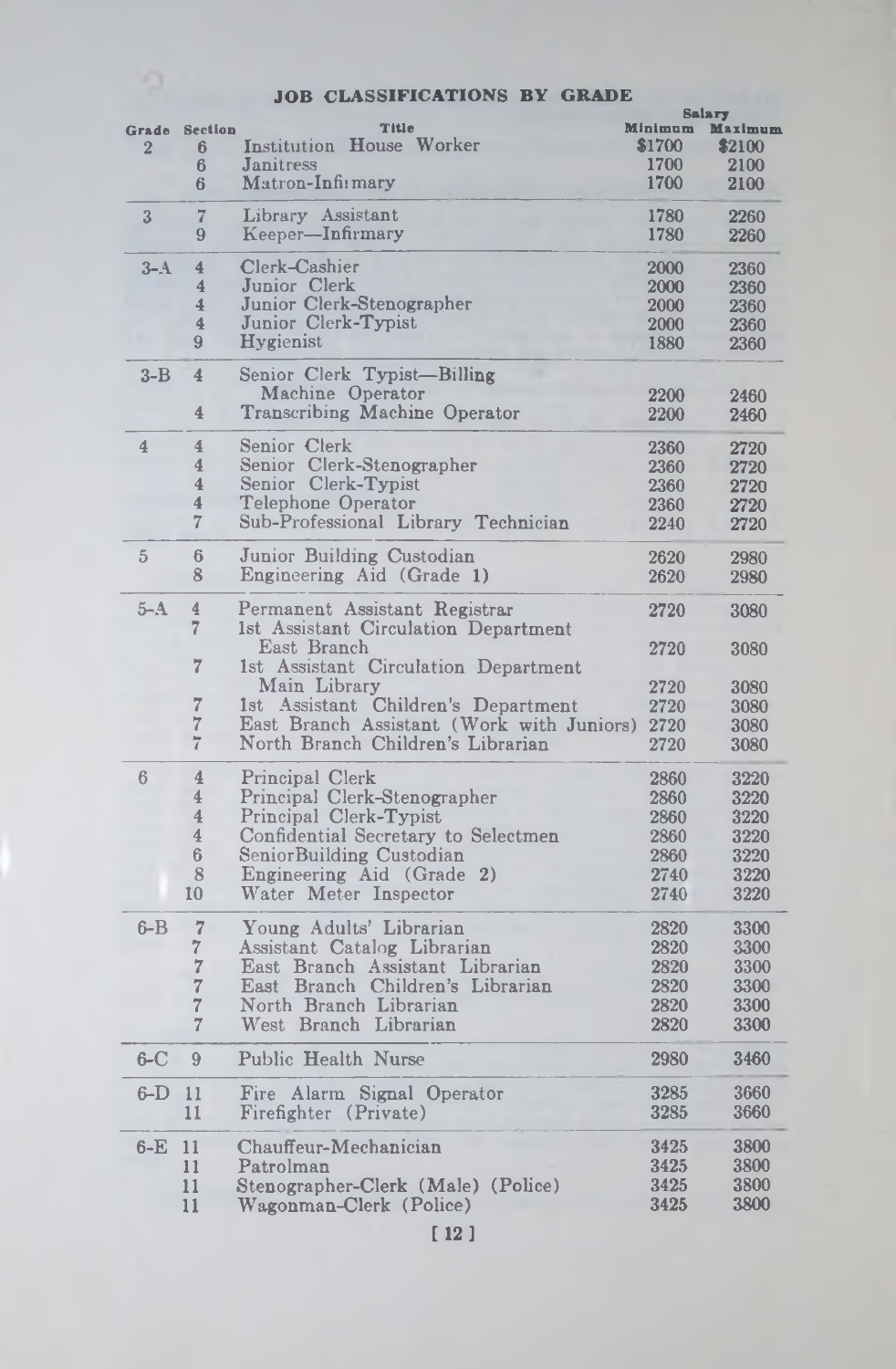## JOB CLASSIFICATIONS BY GRADE

| Grade | Section | Title | Salary Minimum | Salary Maximum |
|---|---|---|---|---|
| 2 | 6 | Institution House Worker | $1700 | $2100 |
| | 6 | Janitress | 1700 | 2100 |
| | 6 | Matron-Infirmary | 1700 | 2100 |
| 3 | 7 | Library Assistant | 1780 | 2260 |
| | 9 | Keeper—Infirmary | 1780 | 2260 |
| 3-A | 4 | Clerk-Cashier | 2000 | 2360 |
| | 4 | Junior Clerk | 2000 | 2360 |
| | 4 | Junior Clerk-Stenographer | 2000 | 2360 |
| | 4 | Junior Clerk-Typist | 2000 | 2360 |
| | 9 | Hygienist | 1880 | 2360 |
| 3-B | 4 | Senior Clerk Typist—Billing Machine Operator | 2200 | 2460 |
| | 4 | Transcribing Machine Operator | 2200 | 2460 |
| 4 | 4 | Senior Clerk | 2360 | 2720 |
| | 4 | Senior Clerk-Stenographer | 2360 | 2720 |
| | 4 | Senior Clerk-Typist | 2360 | 2720 |
| | 4 | Telephone Operator | 2360 | 2720 |
| | 7 | Sub-Professional Library Technician | 2240 | 2720 |
| 5 | 6 | Junior Building Custodian | 2620 | 2980 |
| | 8 | Engineering Aid (Grade 1) | 2620 | 2980 |
| 5-A | 4 | Permanent Assistant Registrar | 2720 | 3080 |
| | 7 | 1st Assistant Circulation Department East Branch | 2720 | 3080 |
| | 7 | 1st Assistant Circulation Department Main Library | 2720 | 3080 |
| | 7 | 1st Assistant Children's Department | 2720 | 3080 |
| | 7 | East Branch Assistant (Work with Juniors) | 2720 | 3080 |
| | 7 | North Branch Children's Librarian | 2720 | 3080 |
| 6 | 4 | Principal Clerk | 2860 | 3220 |
| | 4 | Principal Clerk-Stenographer | 2860 | 3220 |
| | 4 | Principal Clerk-Typist | 2860 | 3220 |
| | 4 | Confidential Secretary to Selectmen | 2860 | 3220 |
| | 6 | SeniorBuilding Custodian | 2860 | 3220 |
| | 8 | Engineering Aid (Grade 2) | 2740 | 3220 |
| | 10 | Water Meter Inspector | 2740 | 3220 |
| 6-B | 7 | Young Adults' Librarian | 2820 | 3300 |
| | 7 | Assistant Catalog Librarian | 2820 | 3300 |
| | 7 | East Branch Assistant Librarian | 2820 | 3300 |
| | 7 | East Branch Children's Librarian | 2820 | 3300 |
| | 7 | North Branch Librarian | 2820 | 3300 |
| | 7 | West Branch Librarian | 2820 | 3300 |
| 6-C | 9 | Public Health Nurse | 2980 | 3460 |
| 6-D | 11 | Fire Alarm Signal Operator | 3285 | 3660 |
| | 11 | Firefighter (Private) | 3285 | 3660 |
| 6-E | 11 | Chauffeur-Mechanician | 3425 | 3800 |
| | 11 | Patrolman | 3425 | 3800 |
| | 11 | Stenographer-Clerk (Male) (Police) | 3425 | 3800 |
| | 11 | Wagonman-Clerk (Police) | 3425 | 3800 |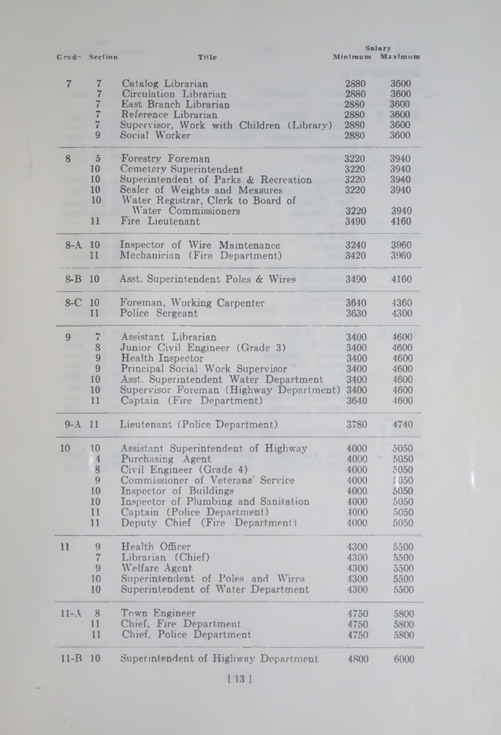| Grade | Section | Title | Salary Minimum | Salary Maximum |
|---|---|---|---|---|
| 7 | 7 | Catalog Librarian | 2880 | 3600 |
| | 7 | Circulation Librarian | 2880 | 3600 |
| | 7 | East Branch Librarian | 2880 | 3600 |
| | 7 | Reference Librarian | 2880 | 3600 |
| | 7 | Supervisor, Work with Children (Library) | 2880 | 3600 |
| | 9 | Social Worker | 2880 | 3600 |
| 8 | 5 | Forestry Foreman | 3220 | 3940 |
| | 10 | Cemetery Superintendent | 3220 | 3940 |
| | 10 | Superintendent of Parks & Recreation | 3220 | 3940 |
| | 10 | Sealer of Weights and Measures | 3220 | 3940 |
| | 10 | Water Registrar, Clerk to Board of Water Commissioners | 3220 | 3940 |
| | 11 | Fire Lieutenant | 3490 | 4160 |
| 8-A | 10 | Inspector of Wire Maintenance | 3240 | 3960 |
| | 11 | Mechanician (Fire Department) | 3420 | 3960 |
| 8-B | 10 | Asst. Superintendent Poles & Wires | 3490 | 4160 |
| 8-C | 10 | Foreman, Working Carpenter | 3640 | 4360 |
| | 11 | Police Sergeant | 3630 | 4300 |
| 9 | 7 | Assistant Librarian | 3400 | 4600 |
| | 8 | Junior Civil Engineer (Grade 3) | 3400 | 4600 |
| | 9 | Health Inspector | 3400 | 4600 |
| | 9 | Principal Social Work Supervisor | 3400 | 4600 |
| | 10 | Asst. Superintendent Water Department | 3400 | 4600 |
| | 10 | Supervisor Foreman (Highway Department) | 3400 | 4600 |
| | 11 | Captain (Fire Department) | 3640 | 4600 |
| 9-A | 11 | Lieutenant (Police Department) | 3780 | 4740 |
| 10 | 10 | Assistant Superintendent of Highway | 4000 | 5050 |
| | 4 | Purchasing Agent | 4000 | 5050 |
| | 8 | Civil Engineer (Grade 4) | 4000 | 5050 |
| | 9 | Commissioner of Veterans' Service | 4000 | 5050 |
| | 10 | Inspector of Buildings | 4000 | 5050 |
| | 10 | Inspector of Plumbing and Sanitation | 4000 | 5050 |
| | 11 | Captain (Police Department) | 4000 | 5050 |
| | 11 | Deputy Chief (Fire Department) | 4000 | 5050 |
| 11 | 9 | Health Officer | 4300 | 5500 |
| | 7 | Librarian (Chief) | 4300 | 5500 |
| | 9 | Welfare Agent | 4300 | 5500 |
| | 10 | Superintendent of Poles and Wires | 4300 | 5500 |
| | 10 | Superintendent of Water Department | 4300 | 5500 |
| 11-A | 8 | Town Engineer | 4750 | 5800 |
| | 11 | Chief, Fire Department | 4750 | 5800 |
| | 11 | Chief, Police Department | 4750 | 5800 |
| 11-B | 10 | Superintendent of Highway Department | 4800 | 6000 |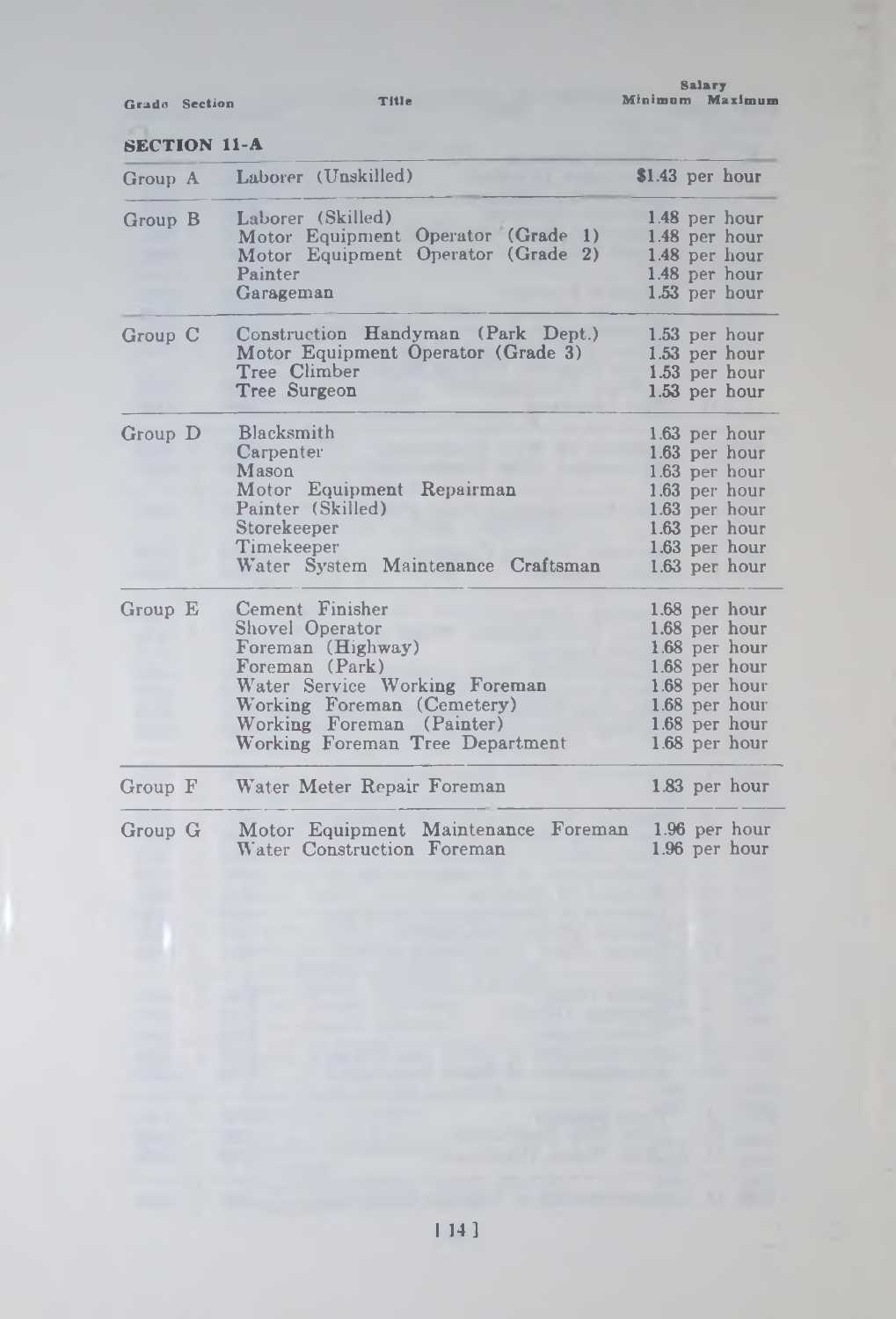## SECTION 11-A

| Grade Section | Title | Salary Minimum Maximum |
|---|---|---|
| Group A | Laborer (Unskilled) | $1.43 per hour |
| Group B | Laborer (Skilled) | 1.48 per hour |
| | Motor Equipment Operator (Grade 1) | 1.48 per hour |
| | Motor Equipment Operator (Grade 2) | 1.48 per hour |
| | Painter | 1.48 per hour |
| | Garageman | 1.53 per hour |
| Group C | Construction Handyman (Park Dept.) | 1.53 per hour |
| | Motor Equipment Operator (Grade 3) | 1.53 per hour |
| | Tree Climber | 1.53 per hour |
| | Tree Surgeon | 1.53 per hour |
| Group D | Blacksmith | 1.63 per hour |
| | Carpenter | 1.63 per hour |
| | Mason | 1.63 per hour |
| | Motor Equipment Repairman | 1.63 per hour |
| | Painter (Skilled) | 1.63 per hour |
| | Storekeeper | 1.63 per hour |
| | Timekeeper | 1.63 per hour |
| | Water System Maintenance Craftsman | 1.63 per hour |
| Group E | Cement Finisher | 1.68 per hour |
| | Shovel Operator | 1.68 per hour |
| | Foreman (Highway) | 1.68 per hour |
| | Foreman (Park) | 1.68 per hour |
| | Water Service Working Foreman | 1.68 per hour |
| | Working Foreman (Cemetery) | 1.68 per hour |
| | Working Foreman (Painter) | 1.68 per hour |
| | Working Foreman Tree Department | 1.68 per hour |
| Group F | Water Meter Repair Foreman | 1.83 per hour |
| Group G | Motor Equipment Maintenance Foreman | 1.96 per hour |
| | Water Construction Foreman | 1.96 per hour |